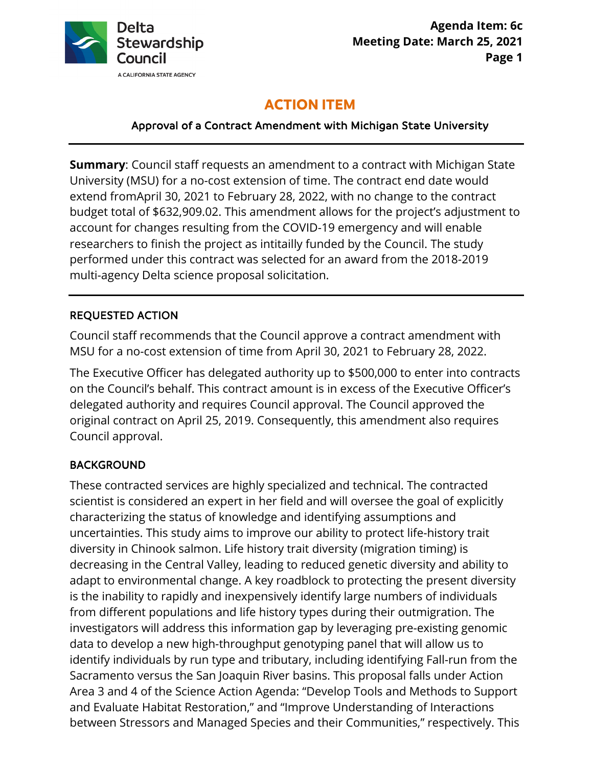# ACTION ITEM

## Approval of a Contract Amendment with Michigan State University

**Summary**: Council staff requests an amendment to a contract with Michigan State University (MSU) for a no-cost extension of time. The contract end date would extend fromApril 30, 2021 to February 28, 2022, with no change to the contract budget total of $632,909.02. This amendment allows for the project's adjustment to account for changes resulting from the COVID-19 emergency and will enable researchers to finish the project as intitailly funded by the Council. The study performed under this contract was selected for an award from the 2018-2019 multi-agency Delta science proposal solicitation.

### REQUESTED ACTION

Council staff recommends that the Council approve a contract amendment with MSU for a no-cost extension of time from April 30, 2021 to February 28, 2022.

The Executive Officer has delegated authority up to $500,000 to enter into contracts on the Council's behalf. This contract amount is in excess of the Executive Officer's delegated authority and requires Council approval. The Council approved the original contract on April 25, 2019. Consequently, this amendment also requires Council approval.

### BACKGROUND

These contracted services are highly specialized and technical. The contracted scientist is considered an expert in her field and will oversee the goal of explicitly characterizing the status of knowledge and identifying assumptions and uncertainties. This study aims to improve our ability to protect life-history trait diversity in Chinook salmon. Life history trait diversity (migration timing) is decreasing in the Central Valley, leading to reduced genetic diversity and ability to adapt to environmental change. A key roadblock to protecting the present diversity is the inability to rapidly and inexpensively identify large numbers of individuals from different populations and life history types during their outmigration. The investigators will address this information gap by leveraging pre-existing genomic data to develop a new high-throughput genotyping panel that will allow us to identify individuals by run type and tributary, including identifying Fall-run from the Sacramento versus the San Joaquin River basins. This proposal falls under Action Area 3 and 4 of the Science Action Agenda: "Develop Tools and Methods to Support and Evaluate Habitat Restoration," and "Improve Understanding of Interactions between Stressors and Managed Species and their Communities," respectively. This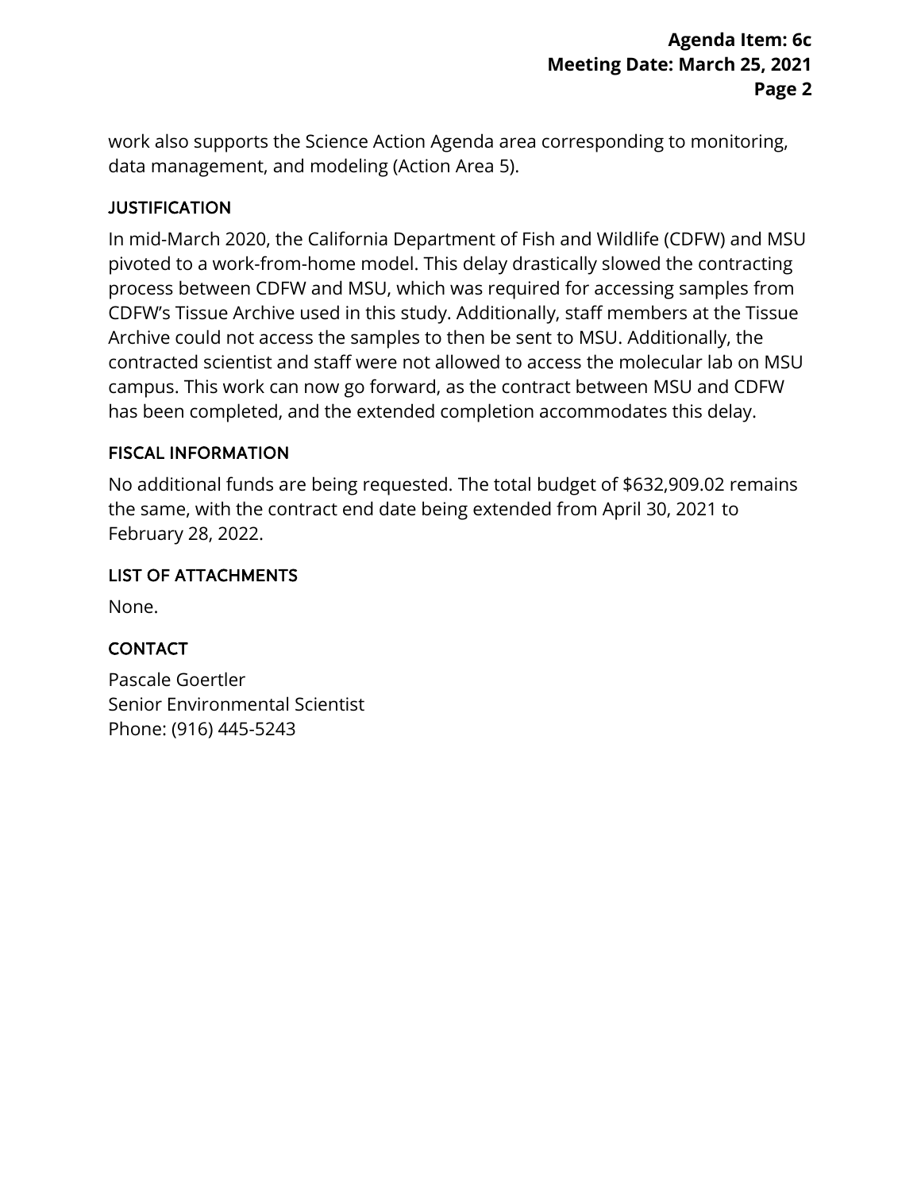work also supports the Science Action Agenda area corresponding to monitoring, data management, and modeling (Action Area 5).

## JUSTIFICATION

In mid-March 2020, the California Department of Fish and Wildlife (CDFW) and MSU pivoted to a work-from-home model. This delay drastically slowed the contracting process between CDFW and MSU, which was required for accessing samples from CDFW's Tissue Archive used in this study. Additionally, staff members at the Tissue Archive could not access the samples to then be sent to MSU. Additionally, the contracted scientist and staff were not allowed to access the molecular lab on MSU campus. This work can now go forward, as the contract between MSU and CDFW has been completed, and the extended completion accommodates this delay.

## FISCAL INFORMATION

No additional funds are being requested. The total budget of $632,909.02 remains the same, with the contract end date being extended from April 30, 2021 to February 28, 2022.

## LIST OF ATTACHMENTS

None.

## CONTACT

Pascale Goertler
Senior Environmental Scientist
Phone: (916) 445-5243